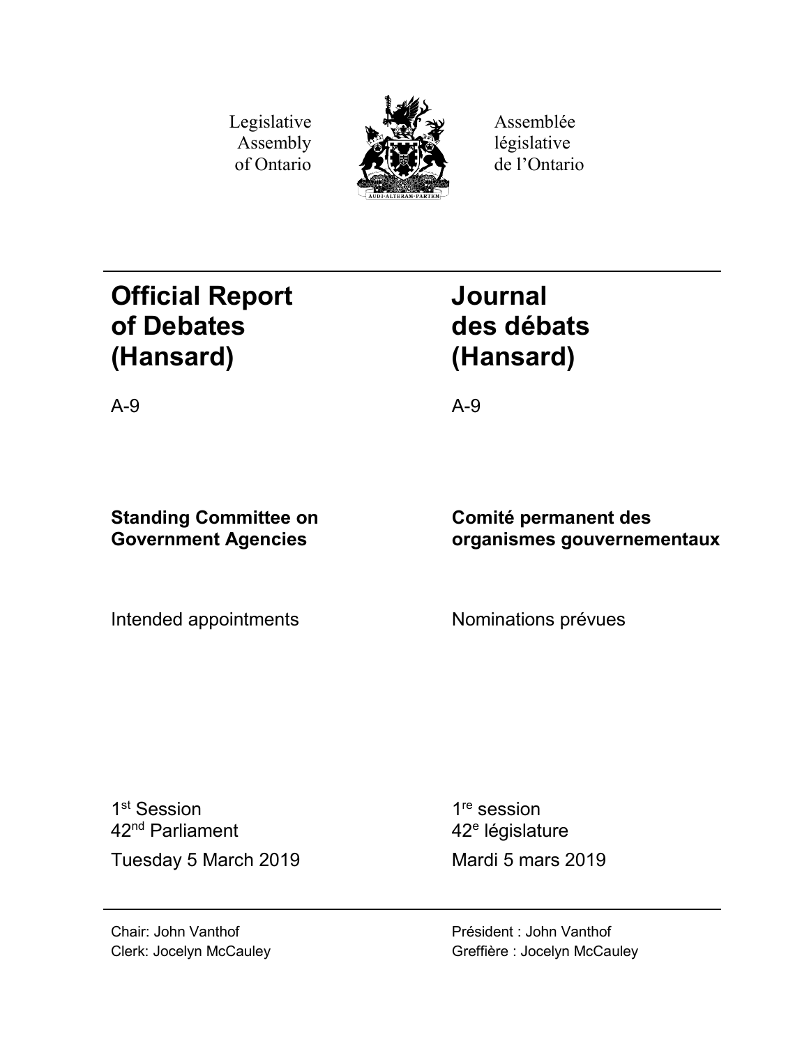Legislative Assembly of Ontario

Assemblée législative de l'Ontario

# Official Report of Debates (Hansard)

A-9

# Journal des débats (Hansard)

A-9

**Standing Committee on Government Agencies**

**Comité permanent des organismes gouvernementaux**

Intended appointments

Nominations prévues

1st Session
42nd Parliament

Tuesday 5 March 2019

1re session
42e législature

Mardi 5 mars 2019

Chair: John Vanthof
Clerk: Jocelyn McCauley

Président : John Vanthof
Greffière : Jocelyn McCauley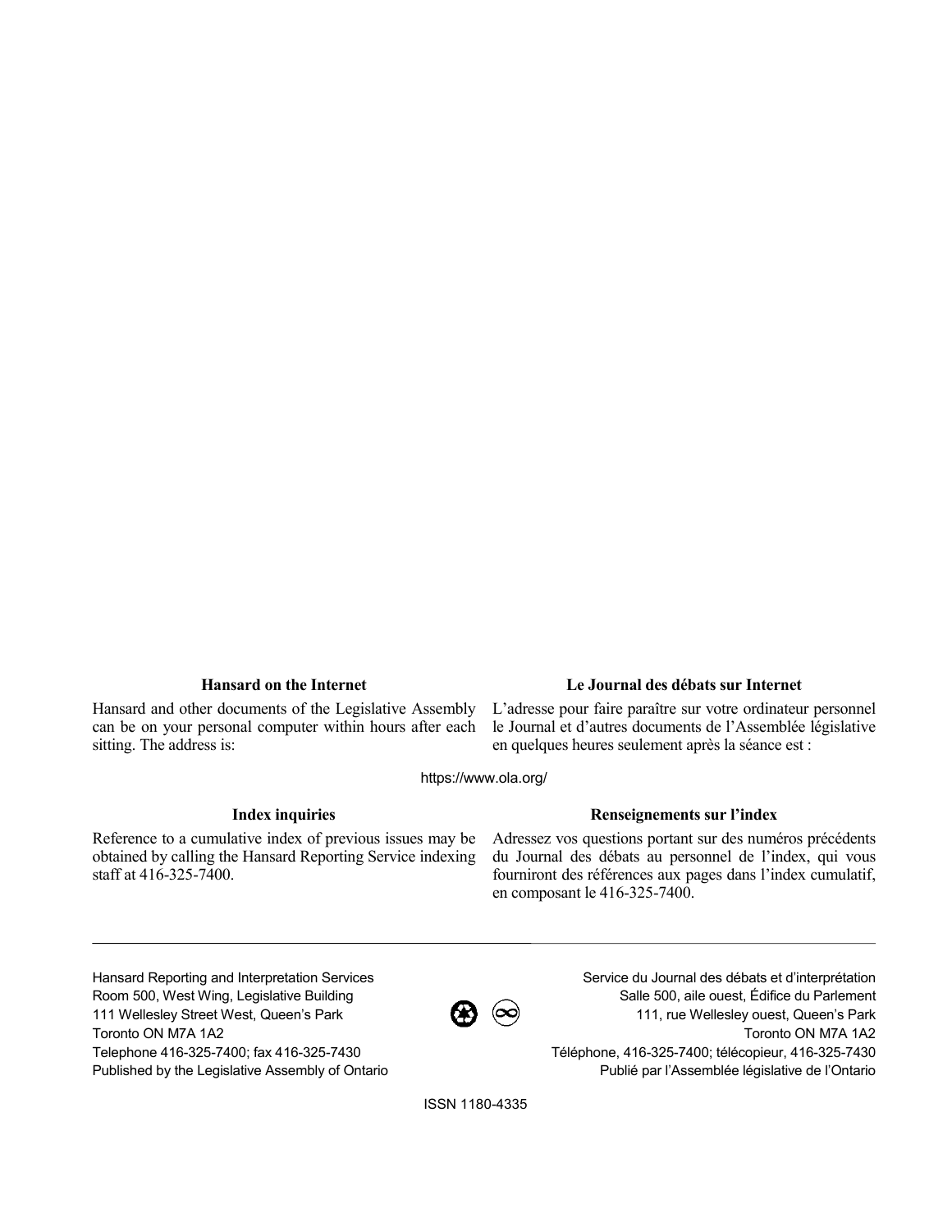### Hansard on the Internet

Hansard and other documents of the Legislative Assembly can be on your personal computer within hours after each sitting. The address is:

### Le Journal des débats sur Internet

L'adresse pour faire paraître sur votre ordinateur personnel le Journal et d'autres documents de l'Assemblée législative en quelques heures seulement après la séance est :

https://www.ola.org/

### Index inquiries

Reference to a cumulative index of previous issues may be obtained by calling the Hansard Reporting Service indexing staff at 416-325-7400.

### Renseignements sur l'index

Adressez vos questions portant sur des numéros précédents du Journal des débats au personnel de l'index, qui vous fourniront des références aux pages dans l'index cumulatif, en composant le 416-325-7400.

---

Hansard Reporting and Interpretation Services
Room 500, West Wing, Legislative Building
111 Wellesley Street West, Queen's Park
Toronto ON M7A 1A2
Telephone 416-325-7400; fax 416-325-7430
Published by the Legislative Assembly of Ontario

Service du Journal des débats et d'interprétation
Salle 500, aile ouest, Édifice du Parlement
111, rue Wellesley ouest, Queen's Park
Toronto ON M7A 1A2
Téléphone, 416-325-7400; télécopieur, 416-325-7430
Publié par l'Assemblée législative de l'Ontario

ISSN 1180-4335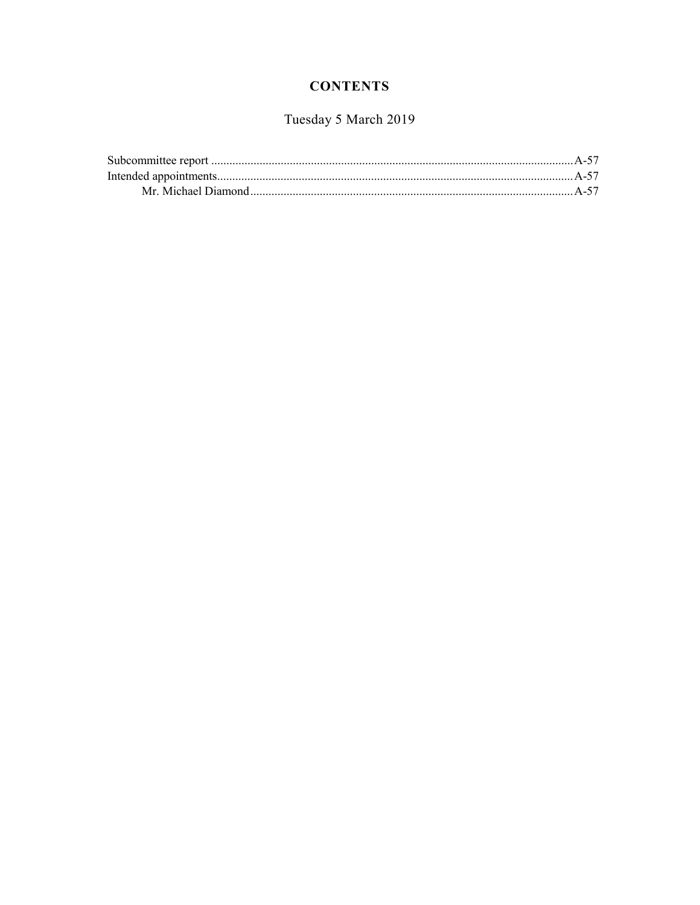# CONTENTS

Tuesday 5 March 2019

Subcommittee report ........................................................................................................ A-57
Intended appointments...................................................................................................... A-57
    Mr. Michael Diamond ................................................................................................ A-57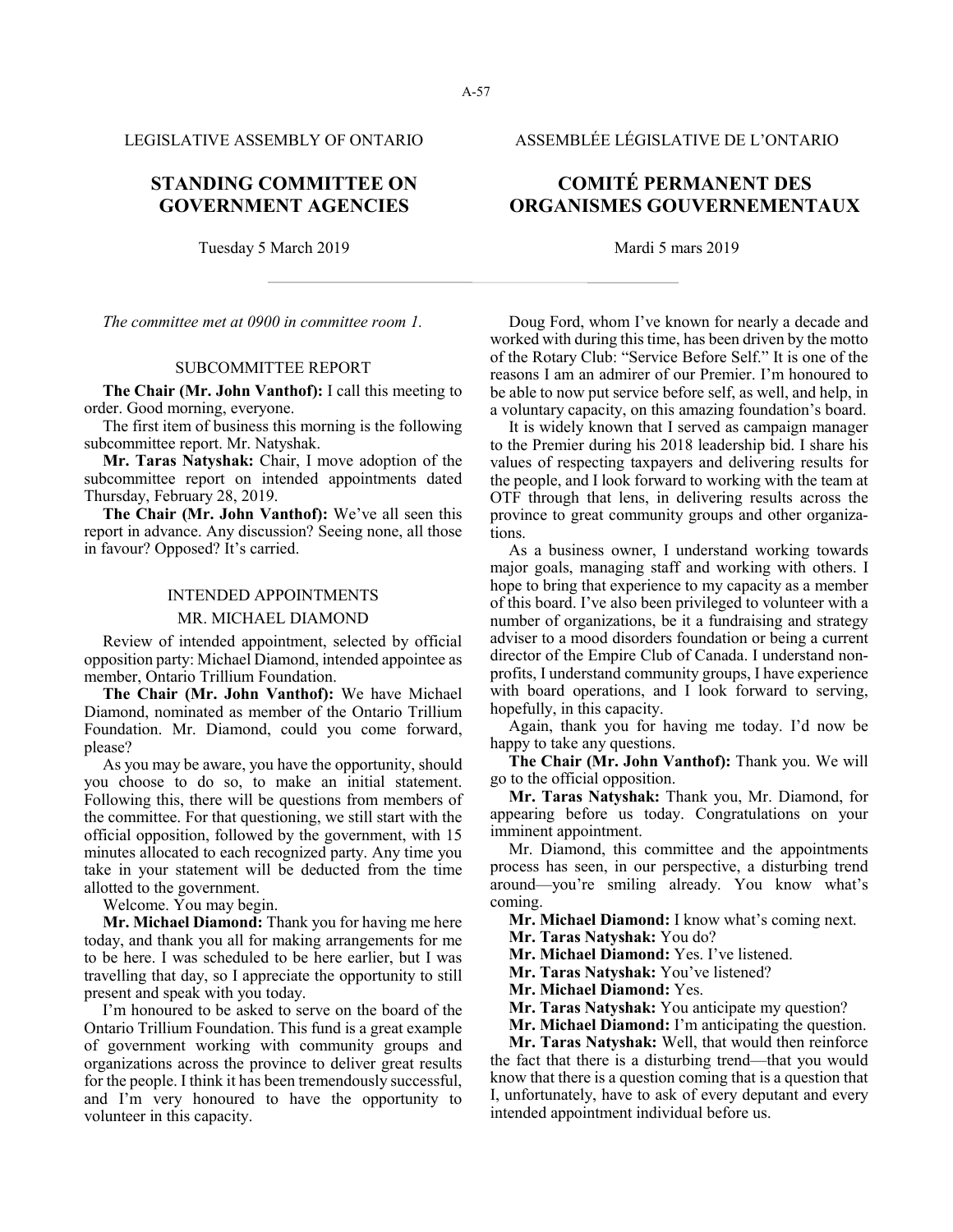LEGISLATIVE ASSEMBLY OF ONTARIO

ASSEMBLÉE LÉGISLATIVE DE L'ONTARIO

# STANDING COMMITTEE ON GOVERNMENT AGENCIES

# COMITÉ PERMANENT DES ORGANISMES GOUVERNEMENTAUX

Tuesday 5 March 2019

Mardi 5 mars 2019

*The committee met at 0900 in committee room 1.*

## SUBCOMMITTEE REPORT

**The Chair (Mr. John Vanthof):** I call this meeting to order. Good morning, everyone.

The first item of business this morning is the following subcommittee report. Mr. Natyshak.

**Mr. Taras Natyshak:** Chair, I move adoption of the subcommittee report on intended appointments dated Thursday, February 28, 2019.

**The Chair (Mr. John Vanthof):** We've all seen this report in advance. Any discussion? Seeing none, all those in favour? Opposed? It's carried.

## INTENDED APPOINTMENTS

### MR. MICHAEL DIAMOND

Review of intended appointment, selected by official opposition party: Michael Diamond, intended appointee as member, Ontario Trillium Foundation.

**The Chair (Mr. John Vanthof):** We have Michael Diamond, nominated as member of the Ontario Trillium Foundation. Mr. Diamond, could you come forward, please?

As you may be aware, you have the opportunity, should you choose to do so, to make an initial statement. Following this, there will be questions from members of the committee. For that questioning, we still start with the official opposition, followed by the government, with 15 minutes allocated to each recognized party. Any time you take in your statement will be deducted from the time allotted to the government.

Welcome. You may begin.

**Mr. Michael Diamond:** Thank you for having me here today, and thank you all for making arrangements for me to be here. I was scheduled to be here earlier, but I was travelling that day, so I appreciate the opportunity to still present and speak with you today.

I'm honoured to be asked to serve on the board of the Ontario Trillium Foundation. This fund is a great example of government working with community groups and organizations across the province to deliver great results for the people. I think it has been tremendously successful, and I'm very honoured to have the opportunity to volunteer in this capacity.

Doug Ford, whom I've known for nearly a decade and worked with during this time, has been driven by the motto of the Rotary Club: "Service Before Self." It is one of the reasons I am an admirer of our Premier. I'm honoured to be able to now put service before self, as well, and help, in a voluntary capacity, on this amazing foundation's board.

It is widely known that I served as campaign manager to the Premier during his 2018 leadership bid. I share his values of respecting taxpayers and delivering results for the people, and I look forward to working with the team at OTF through that lens, in delivering results across the province to great community groups and other organizations.

As a business owner, I understand working towards major goals, managing staff and working with others. I hope to bring that experience to my capacity as a member of this board. I've also been privileged to volunteer with a number of organizations, be it a fundraising and strategy adviser to a mood disorders foundation or being a current director of the Empire Club of Canada. I understand non-profits, I understand community groups, I have experience with board operations, and I look forward to serving, hopefully, in this capacity.

Again, thank you for having me today. I'd now be happy to take any questions.

**The Chair (Mr. John Vanthof):** Thank you. We will go to the official opposition.

**Mr. Taras Natyshak:** Thank you, Mr. Diamond, for appearing before us today. Congratulations on your imminent appointment.

Mr. Diamond, this committee and the appointments process has seen, in our perspective, a disturbing trend around—you're smiling already. You know what's coming.

**Mr. Michael Diamond:** I know what's coming next.

**Mr. Taras Natyshak:** You do?

**Mr. Michael Diamond:** Yes. I've listened.

**Mr. Taras Natyshak:** You've listened?

**Mr. Michael Diamond:** Yes.

**Mr. Taras Natyshak:** You anticipate my question?

**Mr. Michael Diamond:** I'm anticipating the question.

**Mr. Taras Natyshak:** Well, that would then reinforce the fact that there is a disturbing trend—that you would know that there is a question coming that is a question that I, unfortunately, have to ask of every deputant and every intended appointment individual before us.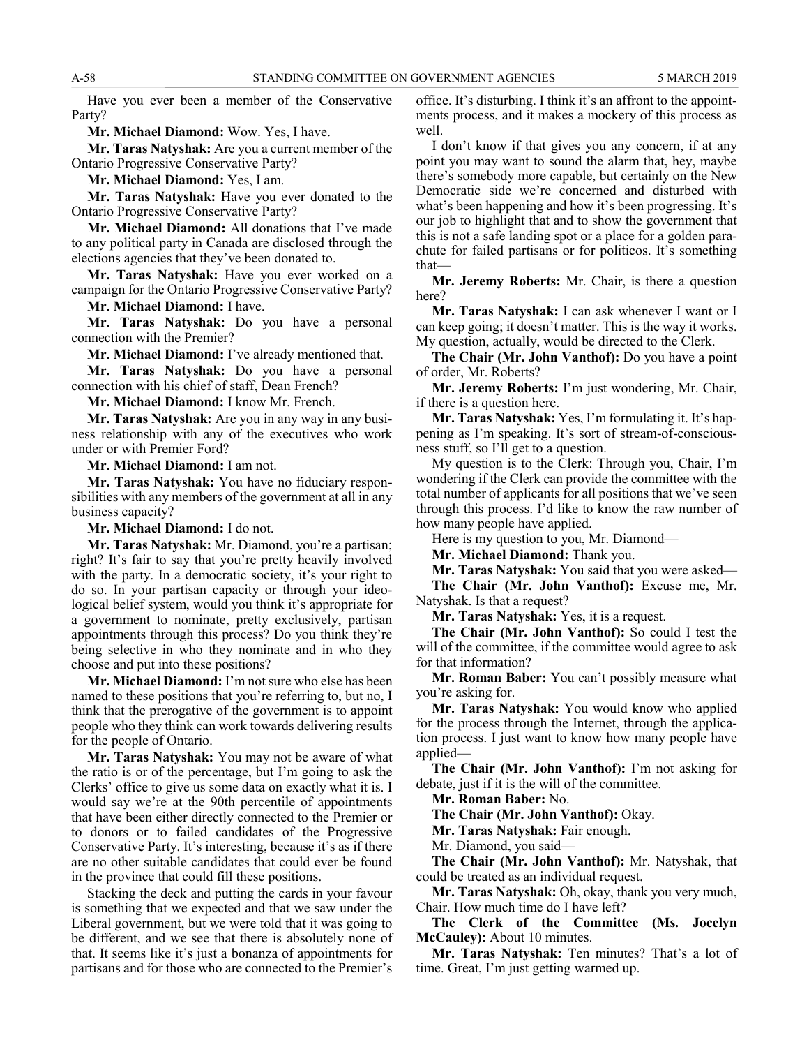Have you ever been a member of the Conservative Party?

**Mr. Michael Diamond:** Wow. Yes, I have.

**Mr. Taras Natyshak:** Are you a current member of the Ontario Progressive Conservative Party?

**Mr. Michael Diamond:** Yes, I am.

**Mr. Taras Natyshak:** Have you ever donated to the Ontario Progressive Conservative Party?

**Mr. Michael Diamond:** All donations that I've made to any political party in Canada are disclosed through the elections agencies that they've been donated to.

**Mr. Taras Natyshak:** Have you ever worked on a campaign for the Ontario Progressive Conservative Party?

**Mr. Michael Diamond:** I have.

**Mr. Taras Natyshak:** Do you have a personal connection with the Premier?

**Mr. Michael Diamond:** I've already mentioned that.

**Mr. Taras Natyshak:** Do you have a personal connection with his chief of staff, Dean French?

**Mr. Michael Diamond:** I know Mr. French.

**Mr. Taras Natyshak:** Are you in any way in any business relationship with any of the executives who work under or with Premier Ford?

**Mr. Michael Diamond:** I am not.

**Mr. Taras Natyshak:** You have no fiduciary responsibilities with any members of the government at all in any business capacity?

**Mr. Michael Diamond:** I do not.

**Mr. Taras Natyshak:** Mr. Diamond, you're a partisan; right? It's fair to say that you're pretty heavily involved with the party. In a democratic society, it's your right to do so. In your partisan capacity or through your ideological belief system, would you think it's appropriate for a government to nominate, pretty exclusively, partisan appointments through this process? Do you think they're being selective in who they nominate and in who they choose and put into these positions?

**Mr. Michael Diamond:** I'm not sure who else has been named to these positions that you're referring to, but no, I think that the prerogative of the government is to appoint people who they think can work towards delivering results for the people of Ontario.

**Mr. Taras Natyshak:** You may not be aware of what the ratio is or of the percentage, but I'm going to ask the Clerks' office to give us some data on exactly what it is. I would say we're at the 90th percentile of appointments that have been either directly connected to the Premier or to donors or to failed candidates of the Progressive Conservative Party. It's interesting, because it's as if there are no other suitable candidates that could ever be found in the province that could fill these positions.

Stacking the deck and putting the cards in your favour is something that we expected and that we saw under the Liberal government, but we were told that it was going to be different, and we see that there is absolutely none of that. It seems like it's just a bonanza of appointments for partisans and for those who are connected to the Premier's office. It's disturbing. I think it's an affront to the appointments process, and it makes a mockery of this process as well.

I don't know if that gives you any concern, if at any point you may want to sound the alarm that, hey, maybe there's somebody more capable, but certainly on the New Democratic side we're concerned and disturbed with what's been happening and how it's been progressing. It's our job to highlight that and to show the government that this is not a safe landing spot or a place for a golden parachute for failed partisans or for politicos. It's something that—

**Mr. Jeremy Roberts:** Mr. Chair, is there a question here?

**Mr. Taras Natyshak:** I can ask whenever I want or I can keep going; it doesn't matter. This is the way it works. My question, actually, would be directed to the Clerk.

**The Chair (Mr. John Vanthof):** Do you have a point of order, Mr. Roberts?

**Mr. Jeremy Roberts:** I'm just wondering, Mr. Chair, if there is a question here.

**Mr. Taras Natyshak:** Yes, I'm formulating it. It's happening as I'm speaking. It's sort of stream-of-consciousness stuff, so I'll get to a question.

My question is to the Clerk: Through you, Chair, I'm wondering if the Clerk can provide the committee with the total number of applicants for all positions that we've seen through this process. I'd like to know the raw number of how many people have applied.

Here is my question to you, Mr. Diamond—

**Mr. Michael Diamond:** Thank you.

**Mr. Taras Natyshak:** You said that you were asked—

**The Chair (Mr. John Vanthof):** Excuse me, Mr. Natyshak. Is that a request?

**Mr. Taras Natyshak:** Yes, it is a request.

**The Chair (Mr. John Vanthof):** So could I test the will of the committee, if the committee would agree to ask for that information?

**Mr. Roman Baber:** You can't possibly measure what you're asking for.

**Mr. Taras Natyshak:** You would know who applied for the process through the Internet, through the application process. I just want to know how many people have applied—

**The Chair (Mr. John Vanthof):** I'm not asking for debate, just if it is the will of the committee.

**Mr. Roman Baber:** No.

**The Chair (Mr. John Vanthof):** Okay.

**Mr. Taras Natyshak:** Fair enough.

Mr. Diamond, you said—

**The Chair (Mr. John Vanthof):** Mr. Natyshak, that could be treated as an individual request.

**Mr. Taras Natyshak:** Oh, okay, thank you very much, Chair. How much time do I have left?

**The Clerk of the Committee (Ms. Jocelyn McCauley):** About 10 minutes.

**Mr. Taras Natyshak:** Ten minutes? That's a lot of time. Great, I'm just getting warmed up.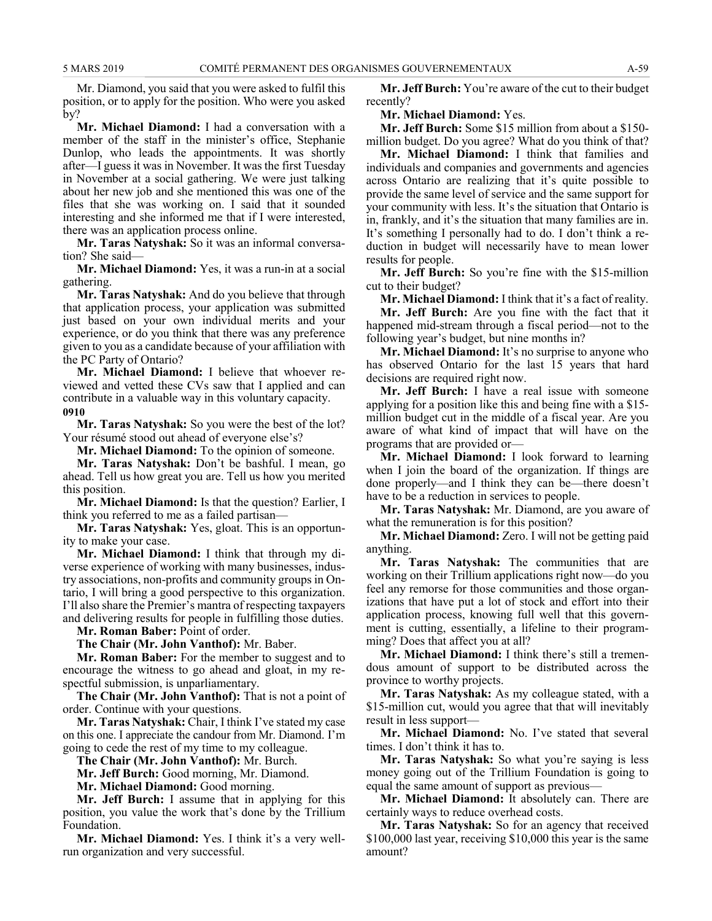Mr. Diamond, you said that you were asked to fulfil this position, or to apply for the position. Who were you asked by?

**Mr. Michael Diamond:** I had a conversation with a member of the staff in the minister's office, Stephanie Dunlop, who leads the appointments. It was shortly after—I guess it was in November. It was the first Tuesday in November at a social gathering. We were just talking about her new job and she mentioned this was one of the files that she was working on. I said that it sounded interesting and she informed me that if I were interested, there was an application process online.

**Mr. Taras Natyshak:** So it was an informal conversation? She said—

**Mr. Michael Diamond:** Yes, it was a run-in at a social gathering.

**Mr. Taras Natyshak:** And do you believe that through that application process, your application was submitted just based on your own individual merits and your experience, or do you think that there was any preference given to you as a candidate because of your affiliation with the PC Party of Ontario?

**Mr. Michael Diamond:** I believe that whoever reviewed and vetted these CVs saw that I applied and can contribute in a valuable way in this voluntary capacity.

**0910**

**Mr. Taras Natyshak:** So you were the best of the lot? Your résumé stood out ahead of everyone else's?

**Mr. Michael Diamond:** To the opinion of someone.

**Mr. Taras Natyshak:** Don't be bashful. I mean, go ahead. Tell us how great you are. Tell us how you merited this position.

**Mr. Michael Diamond:** Is that the question? Earlier, I think you referred to me as a failed partisan—

**Mr. Taras Natyshak:** Yes, gloat. This is an opportunity to make your case.

**Mr. Michael Diamond:** I think that through my diverse experience of working with many businesses, industry associations, non-profits and community groups in Ontario, I will bring a good perspective to this organization. I'll also share the Premier's mantra of respecting taxpayers and delivering results for people in fulfilling those duties.

**Mr. Roman Baber:** Point of order.

**The Chair (Mr. John Vanthof):** Mr. Baber.

**Mr. Roman Baber:** For the member to suggest and to encourage the witness to go ahead and gloat, in my respectful submission, is unparliamentary.

**The Chair (Mr. John Vanthof):** That is not a point of order. Continue with your questions.

**Mr. Taras Natyshak:** Chair, I think I've stated my case on this one. I appreciate the candour from Mr. Diamond. I'm going to cede the rest of my time to my colleague.

**The Chair (Mr. John Vanthof):** Mr. Burch.

**Mr. Jeff Burch:** Good morning, Mr. Diamond.

**Mr. Michael Diamond:** Good morning.

**Mr. Jeff Burch:** I assume that in applying for this position, you value the work that's done by the Trillium Foundation.

**Mr. Michael Diamond:** Yes. I think it's a very well-run organization and very successful.

**Mr. Jeff Burch:** You're aware of the cut to their budget recently?

**Mr. Michael Diamond:** Yes.

**Mr. Jeff Burch:** Some $15 million from about a $150-million budget. Do you agree? What do you think of that?

**Mr. Michael Diamond:** I think that families and individuals and companies and governments and agencies across Ontario are realizing that it's quite possible to provide the same level of service and the same support for your community with less. It's the situation that Ontario is in, frankly, and it's the situation that many families are in. It's something I personally had to do. I don't think a reduction in budget will necessarily have to mean lower results for people.

**Mr. Jeff Burch:** So you're fine with the $15-million cut to their budget?

**Mr. Michael Diamond:** I think that it's a fact of reality.

**Mr. Jeff Burch:** Are you fine with the fact that it happened mid-stream through a fiscal period—not to the following year's budget, but nine months in?

**Mr. Michael Diamond:** It's no surprise to anyone who has observed Ontario for the last 15 years that hard decisions are required right now.

**Mr. Jeff Burch:** I have a real issue with someone applying for a position like this and being fine with a $15-million budget cut in the middle of a fiscal year. Are you aware of what kind of impact that will have on the programs that are provided or—

**Mr. Michael Diamond:** I look forward to learning when I join the board of the organization. If things are done properly—and I think they can be—there doesn't have to be a reduction in services to people.

**Mr. Taras Natyshak:** Mr. Diamond, are you aware of what the remuneration is for this position?

**Mr. Michael Diamond:** Zero. I will not be getting paid anything.

**Mr. Taras Natyshak:** The communities that are working on their Trillium applications right now—do you feel any remorse for those communities and those organizations that have put a lot of stock and effort into their application process, knowing full well that this government is cutting, essentially, a lifeline to their programming? Does that affect you at all?

**Mr. Michael Diamond:** I think there's still a tremendous amount of support to be distributed across the province to worthy projects.

**Mr. Taras Natyshak:** As my colleague stated, with a $15-million cut, would you agree that that will inevitably result in less support—

**Mr. Michael Diamond:** No. I've stated that several times. I don't think it has to.

**Mr. Taras Natyshak:** So what you're saying is less money going out of the Trillium Foundation is going to equal the same amount of support as previous—

**Mr. Michael Diamond:** It absolutely can. There are certainly ways to reduce overhead costs.

**Mr. Taras Natyshak:** So for an agency that received $100,000 last year, receiving $10,000 this year is the same amount?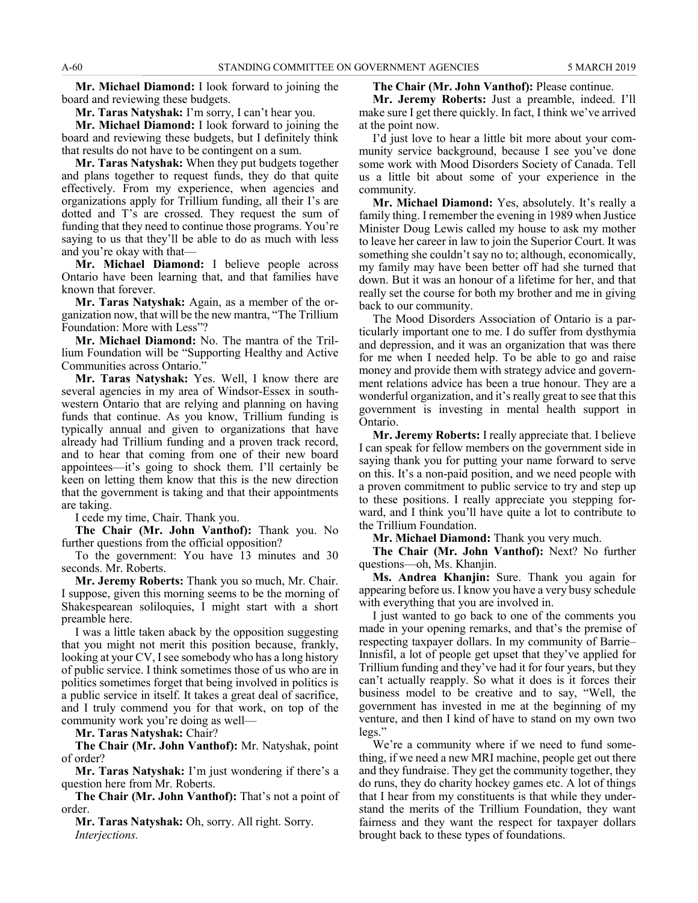**Mr. Michael Diamond:** I look forward to joining the board and reviewing these budgets.

**Mr. Taras Natyshak:** I'm sorry, I can't hear you.

**Mr. Michael Diamond:** I look forward to joining the board and reviewing these budgets, but I definitely think that results do not have to be contingent on a sum.

**Mr. Taras Natyshak:** When they put budgets together and plans together to request funds, they do that quite effectively. From my experience, when agencies and organizations apply for Trillium funding, all their I's are dotted and T's are crossed. They request the sum of funding that they need to continue those programs. You're saying to us that they'll be able to do as much with less and you're okay with that—

**Mr. Michael Diamond:** I believe people across Ontario have been learning that, and that families have known that forever.

**Mr. Taras Natyshak:** Again, as a member of the organization now, that will be the new mantra, "The Trillium Foundation: More with Less"?

**Mr. Michael Diamond:** No. The mantra of the Trillium Foundation will be "Supporting Healthy and Active Communities across Ontario."

**Mr. Taras Natyshak:** Yes. Well, I know there are several agencies in my area of Windsor-Essex in southwestern Ontario that are relying and planning on having funds that continue. As you know, Trillium funding is typically annual and given to organizations that have already had Trillium funding and a proven track record, and to hear that coming from one of their new board appointees—it's going to shock them. I'll certainly be keen on letting them know that this is the new direction that the government is taking and that their appointments are taking.

I cede my time, Chair. Thank you.

**The Chair (Mr. John Vanthof):** Thank you. No further questions from the official opposition?

To the government: You have 13 minutes and 30 seconds. Mr. Roberts.

**Mr. Jeremy Roberts:** Thank you so much, Mr. Chair. I suppose, given this morning seems to be the morning of Shakespearean soliloquies, I might start with a short preamble here.

I was a little taken aback by the opposition suggesting that you might not merit this position because, frankly, looking at your CV, I see somebody who has a long history of public service. I think sometimes those of us who are in politics sometimes forget that being involved in politics is a public service in itself. It takes a great deal of sacrifice, and I truly commend you for that work, on top of the community work you're doing as well—

**Mr. Taras Natyshak:** Chair?

**The Chair (Mr. John Vanthof):** Mr. Natyshak, point of order?

**Mr. Taras Natyshak:** I'm just wondering if there's a question here from Mr. Roberts.

**The Chair (Mr. John Vanthof):** That's not a point of order.

**Mr. Taras Natyshak:** Oh, sorry. All right. Sorry.

*Interjections.*

**The Chair (Mr. John Vanthof):** Please continue.

**Mr. Jeremy Roberts:** Just a preamble, indeed. I'll make sure I get there quickly. In fact, I think we've arrived at the point now.

I'd just love to hear a little bit more about your community service background, because I see you've done some work with Mood Disorders Society of Canada. Tell us a little bit about some of your experience in the community.

**Mr. Michael Diamond:** Yes, absolutely. It's really a family thing. I remember the evening in 1989 when Justice Minister Doug Lewis called my house to ask my mother to leave her career in law to join the Superior Court. It was something she couldn't say no to; although, economically, my family may have been better off had she turned that down. But it was an honour of a lifetime for her, and that really set the course for both my brother and me in giving back to our community.

The Mood Disorders Association of Ontario is a particularly important one to me. I do suffer from dysthymia and depression, and it was an organization that was there for me when I needed help. To be able to go and raise money and provide them with strategy advice and government relations advice has been a true honour. They are a wonderful organization, and it's really great to see that this government is investing in mental health support in Ontario.

**Mr. Jeremy Roberts:** I really appreciate that. I believe I can speak for fellow members on the government side in saying thank you for putting your name forward to serve on this. It's a non-paid position, and we need people with a proven commitment to public service to try and step up to these positions. I really appreciate you stepping forward, and I think you'll have quite a lot to contribute to the Trillium Foundation.

**Mr. Michael Diamond:** Thank you very much.

**The Chair (Mr. John Vanthof):** Next? No further questions—oh, Ms. Khanjin.

**Ms. Andrea Khanjin:** Sure. Thank you again for appearing before us. I know you have a very busy schedule with everything that you are involved in.

I just wanted to go back to one of the comments you made in your opening remarks, and that's the premise of respecting taxpayer dollars. In my community of Barrie–Innisfil, a lot of people get upset that they've applied for Trillium funding and they've had it for four years, but they can't actually reapply. So what it does is it forces their business model to be creative and to say, "Well, the government has invested in me at the beginning of my venture, and then I kind of have to stand on my own two legs."

We're a community where if we need to fund something, if we need a new MRI machine, people get out there and they fundraise. They get the community together, they do runs, they do charity hockey games etc. A lot of things that I hear from my constituents is that while they understand the merits of the Trillium Foundation, they want fairness and they want the respect for taxpayer dollars brought back to these types of foundations.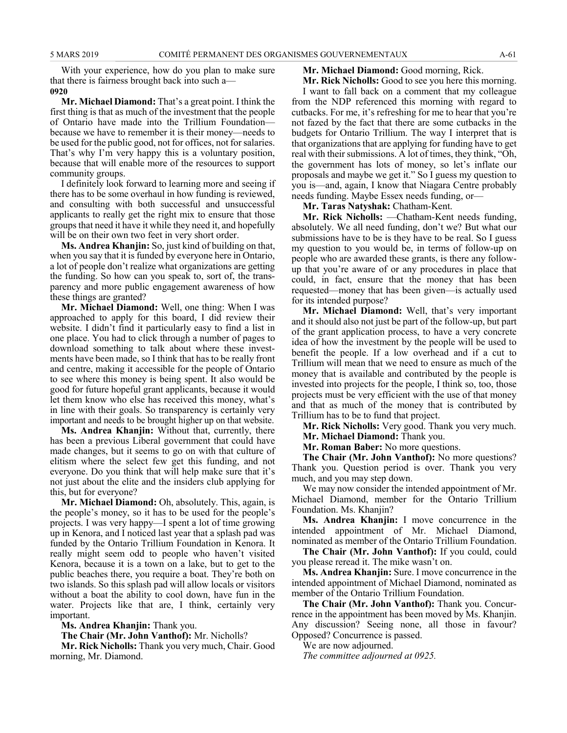With your experience, how do you plan to make sure that there is fairness brought back into such a—

**0920**

**Mr. Michael Diamond:** That's a great point. I think the first thing is that as much of the investment that the people of Ontario have made into the Trillium Foundation—because we have to remember it is their money—needs to be used for the public good, not for offices, not for salaries. That's why I'm very happy this is a voluntary position, because that will enable more of the resources to support community groups.

I definitely look forward to learning more and seeing if there has to be some overhaul in how funding is reviewed, and consulting with both successful and unsuccessful applicants to really get the right mix to ensure that those groups that need it have it while they need it, and hopefully will be on their own two feet in very short order.

**Ms. Andrea Khanjin:** So, just kind of building on that, when you say that it is funded by everyone here in Ontario, a lot of people don't realize what organizations are getting the funding. So how can you speak to, sort of, the transparency and more public engagement awareness of how these things are granted?

**Mr. Michael Diamond:** Well, one thing: When I was approached to apply for this board, I did review their website. I didn't find it particularly easy to find a list in one place. You had to click through a number of pages to download something to talk about where these investments have been made, so I think that has to be really front and centre, making it accessible for the people of Ontario to see where this money is being spent. It also would be good for future hopeful grant applicants, because it would let them know who else has received this money, what's in line with their goals. So transparency is certainly very important and needs to be brought higher up on that website.

**Ms. Andrea Khanjin:** Without that, currently, there has been a previous Liberal government that could have made changes, but it seems to go on with that culture of elitism where the select few get this funding, and not everyone. Do you think that will help make sure that it's not just about the elite and the insiders club applying for this, but for everyone?

**Mr. Michael Diamond:** Oh, absolutely. This, again, is the people's money, so it has to be used for the people's projects. I was very happy—I spent a lot of time growing up in Kenora, and I noticed last year that a splash pad was funded by the Ontario Trillium Foundation in Kenora. It really might seem odd to people who haven't visited Kenora, because it is a town on a lake, but to get to the public beaches there, you require a boat. They're both on two islands. So this splash pad will allow locals or visitors without a boat the ability to cool down, have fun in the water. Projects like that are, I think, certainly very important.

**Ms. Andrea Khanjin:** Thank you.

**The Chair (Mr. John Vanthof):** Mr. Nicholls?

**Mr. Rick Nicholls:** Thank you very much, Chair. Good morning, Mr. Diamond.

**Mr. Michael Diamond:** Good morning, Rick.

**Mr. Rick Nicholls:** Good to see you here this morning.

I want to fall back on a comment that my colleague from the NDP referenced this morning with regard to cutbacks. For me, it's refreshing for me to hear that you're not fazed by the fact that there are some cutbacks in the budgets for Ontario Trillium. The way I interpret that is that organizations that are applying for funding have to get real with their submissions. A lot of times, they think, "Oh, the government has lots of money, so let's inflate our proposals and maybe we get it." So I guess my question to you is—and, again, I know that Niagara Centre probably needs funding. Maybe Essex needs funding, or—

**Mr. Taras Natyshak:** Chatham-Kent.

**Mr. Rick Nicholls:** —Chatham-Kent needs funding, absolutely. We all need funding, don't we? But what our submissions have to be is they have to be real. So I guess my question to you would be, in terms of follow-up on people who are awarded these grants, is there any follow-up that you're aware of or any procedures in place that could, in fact, ensure that the money that has been requested—money that has been given—is actually used for its intended purpose?

**Mr. Michael Diamond:** Well, that's very important and it should also not just be part of the follow-up, but part of the grant application process, to have a very concrete idea of how the investment by the people will be used to benefit the people. If a low overhead and if a cut to Trillium will mean that we need to ensure as much of the money that is available and contributed by the people is invested into projects for the people, I think so, too, those projects must be very efficient with the use of that money and that as much of the money that is contributed by Trillium has to be to fund that project.

**Mr. Rick Nicholls:** Very good. Thank you very much.

**Mr. Michael Diamond:** Thank you.

**Mr. Roman Baber:** No more questions.

**The Chair (Mr. John Vanthof):** No more questions? Thank you. Question period is over. Thank you very much, and you may step down.

We may now consider the intended appointment of Mr. Michael Diamond, member for the Ontario Trillium Foundation. Ms. Khanjin?

**Ms. Andrea Khanjin:** I move concurrence in the intended appointment of Mr. Michael Diamond, nominated as member of the Ontario Trillium Foundation.

**The Chair (Mr. John Vanthof):** If you could, could you please reread it. The mike wasn't on.

**Ms. Andrea Khanjin:** Sure. I move concurrence in the intended appointment of Michael Diamond, nominated as member of the Ontario Trillium Foundation.

**The Chair (Mr. John Vanthof):** Thank you. Concurrence in the appointment has been moved by Ms. Khanjin. Any discussion? Seeing none, all those in favour? Opposed? Concurrence is passed.

We are now adjourned.

*The committee adjourned at 0925.*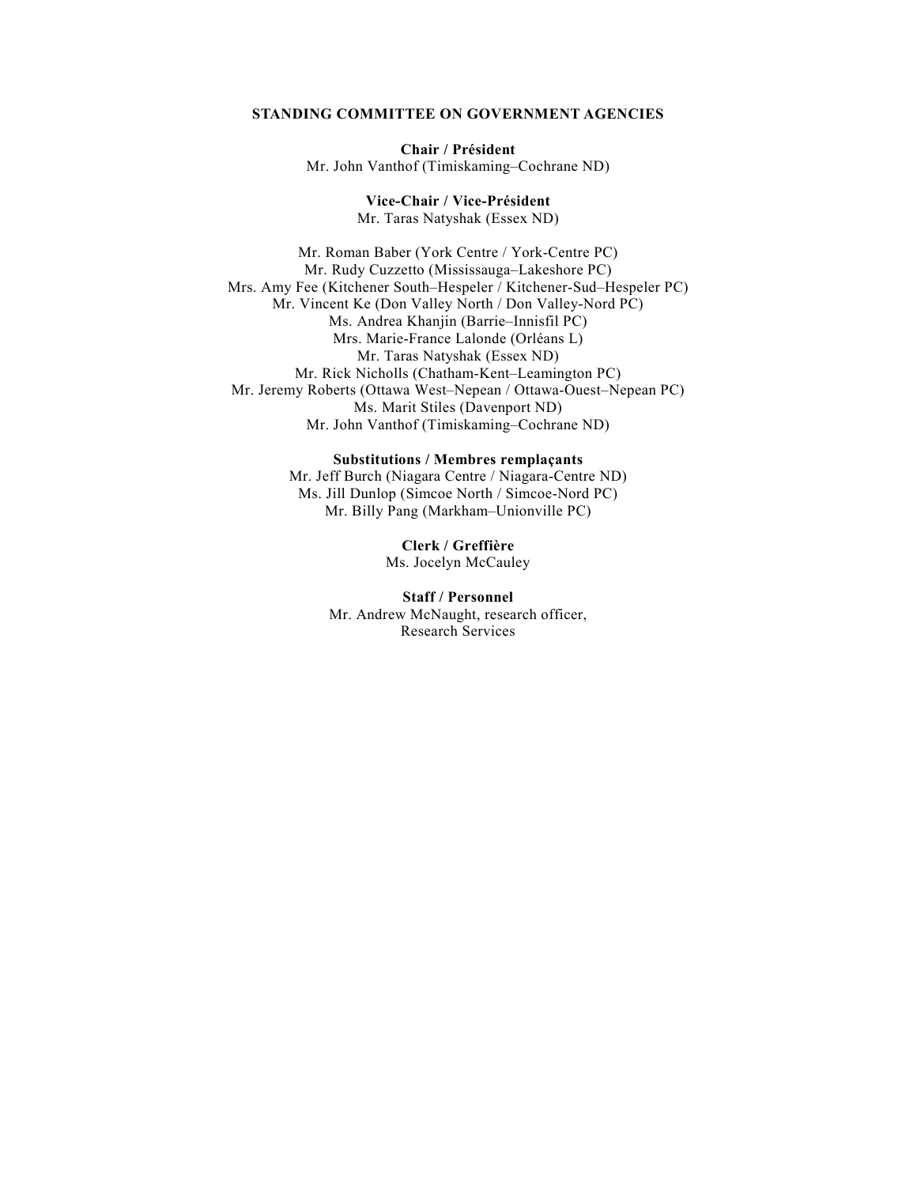**STANDING COMMITTEE ON GOVERNMENT AGENCIES**

**Chair / Président**
Mr. John Vanthof (Timiskaming–Cochrane ND)

**Vice-Chair / Vice-Président**
Mr. Taras Natyshak (Essex ND)

Mr. Roman Baber (York Centre / York-Centre PC)
Mr. Rudy Cuzzetto (Mississauga–Lakeshore PC)
Mrs. Amy Fee (Kitchener South–Hespeler / Kitchener-Sud–Hespeler PC)
Mr. Vincent Ke (Don Valley North / Don Valley-Nord PC)
Ms. Andrea Khanjin (Barrie–Innisfil PC)
Mrs. Marie-France Lalonde (Orléans L)
Mr. Taras Natyshak (Essex ND)
Mr. Rick Nicholls (Chatham-Kent–Leamington PC)
Mr. Jeremy Roberts (Ottawa West–Nepean / Ottawa-Ouest–Nepean PC)
Ms. Marit Stiles (Davenport ND)
Mr. John Vanthof (Timiskaming–Cochrane ND)

**Substitutions / Membres remplaçants**
Mr. Jeff Burch (Niagara Centre / Niagara-Centre ND)
Ms. Jill Dunlop (Simcoe North / Simcoe-Nord PC)
Mr. Billy Pang (Markham–Unionville PC)

**Clerk / Greffière**
Ms. Jocelyn McCauley

**Staff / Personnel**
Mr. Andrew McNaught, research officer,
Research Services